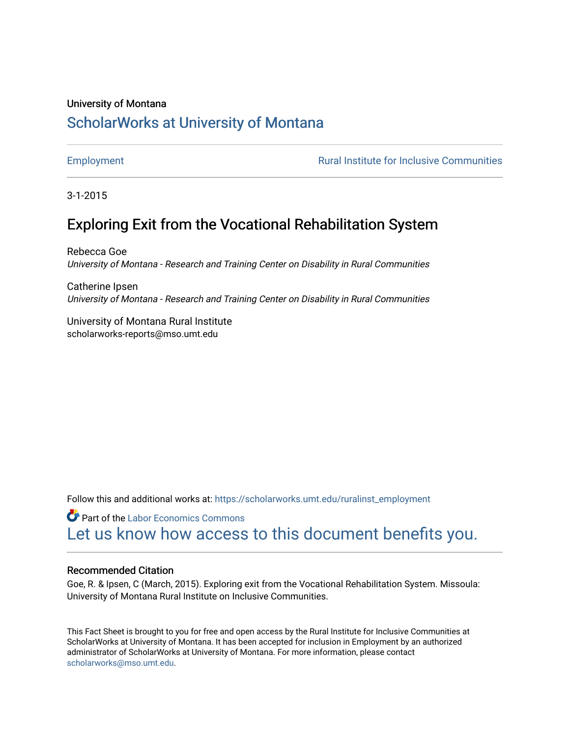University of Montana

# ScholarWorks at University of Montana

Employment

Rural Institute for Inclusive Communities

3-1-2015

## Exploring Exit from the Vocational Rehabilitation System

Rebecca Goe
*University of Montana - Research and Training Center on Disability in Rural Communities*

Catherine Ipsen
*University of Montana - Research and Training Center on Disability in Rural Communities*

University of Montana Rural Institute
scholarworks-reports@mso.umt.edu

Follow this and additional works at: https://scholarworks.umt.edu/ruralinst_employment

Part of the Labor Economics Commons

Let us know how access to this document benefits you.

### Recommended Citation

Goe, R. & Ipsen, C (March, 2015). Exploring exit from the Vocational Rehabilitation System. Missoula: University of Montana Rural Institute on Inclusive Communities.

This Fact Sheet is brought to you for free and open access by the Rural Institute for Inclusive Communities at ScholarWorks at University of Montana. It has been accepted for inclusion in Employment by an authorized administrator of ScholarWorks at University of Montana. For more information, please contact scholarworks@mso.umt.edu.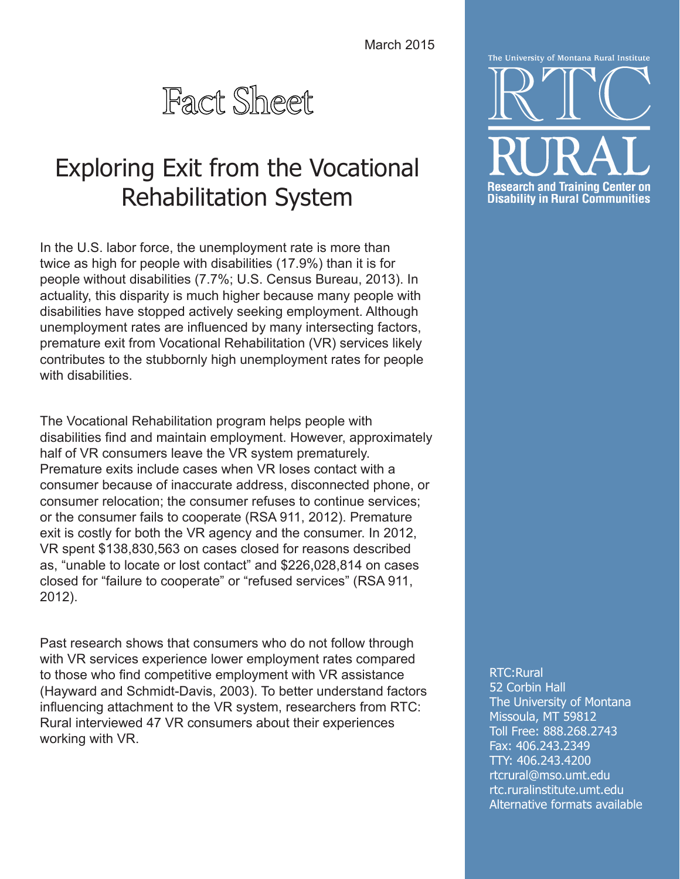March 2015

# Fact Sheet

## Exploring Exit from the Vocational Rehabilitation System

In the U.S. labor force, the unemployment rate is more than twice as high for people with disabilities (17.9%) than it is for people without disabilities (7.7%; U.S. Census Bureau, 2013). In actuality, this disparity is much higher because many people with disabilities have stopped actively seeking employment. Although unemployment rates are influenced by many intersecting factors, premature exit from Vocational Rehabilitation (VR) services likely contributes to the stubbornly high unemployment rates for people with disabilities.

The Vocational Rehabilitation program helps people with disabilities find and maintain employment. However, approximately half of VR consumers leave the VR system prematurely. Premature exits include cases when VR loses contact with a consumer because of inaccurate address, disconnected phone, or consumer relocation; the consumer refuses to continue services; or the consumer fails to cooperate (RSA 911, 2012). Premature exit is costly for both the VR agency and the consumer. In 2012, VR spent $138,830,563 on cases closed for reasons described as, "unable to locate or lost contact" and $226,028,814 on cases closed for "failure to cooperate" or "refused services" (RSA 911, 2012).

Past research shows that consumers who do not follow through with VR services experience lower employment rates compared to those who find competitive employment with VR assistance (Hayward and Schmidt-Davis, 2003). To better understand factors influencing attachment to the VR system, researchers from RTC: Rural interviewed 47 VR consumers about their experiences working with VR.

The University of Montana Rural Institute

RTC RURAL

Research and Training Center on Disability in Rural Communities

RTC:Rural
52 Corbin Hall
The University of Montana
Missoula, MT 59812
Toll Free: 888.268.2743
Fax: 406.243.2349
TTY: 406.243.4200
rtcrural@mso.umt.edu
rtc.ruralinstitute.umt.edu
Alternative formats available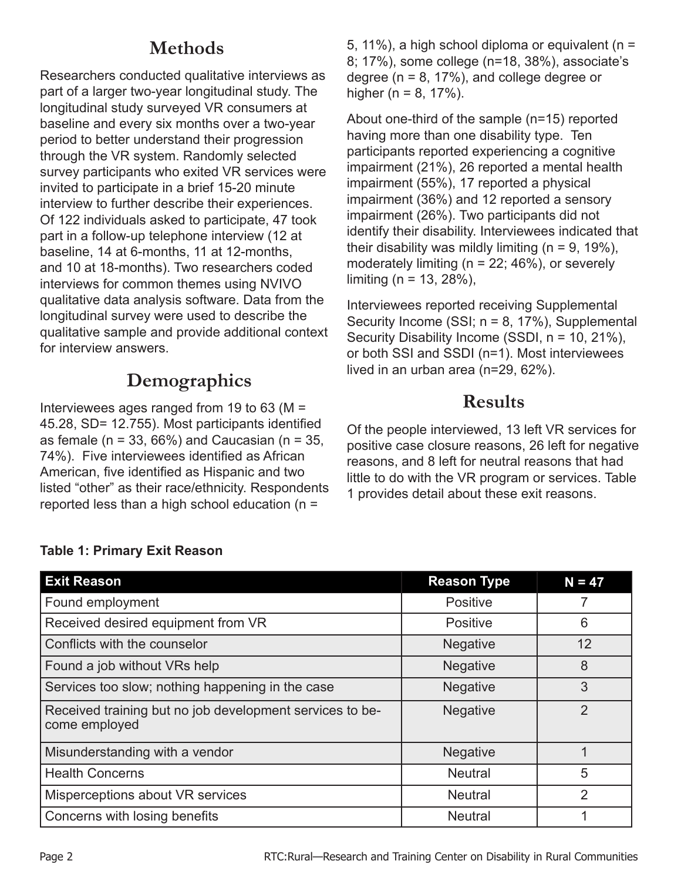## Methods

Researchers conducted qualitative interviews as part of a larger two-year longitudinal study. The longitudinal study surveyed VR consumers at baseline and every six months over a two-year period to better understand their progression through the VR system. Randomly selected survey participants who exited VR services were invited to participate in a brief 15-20 minute interview to further describe their experiences. Of 122 individuals asked to participate, 47 took part in a follow-up telephone interview (12 at baseline, 14 at 6-months, 11 at 12-months, and 10 at 18-months). Two researchers coded interviews for common themes using NVIVO qualitative data analysis software. Data from the longitudinal survey were used to describe the qualitative sample and provide additional context for interview answers.

## Demographics

Interviewees ages ranged from 19 to 63 (M = 45.28, SD= 12.755). Most participants identified as female (n = 33, 66%) and Caucasian (n = 35, 74%). Five interviewees identified as African American, five identified as Hispanic and two listed "other" as their race/ethnicity. Respondents reported less than a high school education (n = 5, 11%), a high school diploma or equivalent (n = 8; 17%), some college (n=18, 38%), associate's degree (n = 8, 17%), and college degree or higher (n = 8, 17%).

About one-third of the sample (n=15) reported having more than one disability type. Ten participants reported experiencing a cognitive impairment (21%), 26 reported a mental health impairment (55%), 17 reported a physical impairment (36%) and 12 reported a sensory impairment (26%). Two participants did not identify their disability. Interviewees indicated that their disability was mildly limiting (n = 9, 19%), moderately limiting (n = 22; 46%), or severely limiting (n = 13, 28%),

Interviewees reported receiving Supplemental Security Income (SSI; n = 8, 17%), Supplemental Security Disability Income (SSDI, n = 10, 21%), or both SSI and SSDI (n=1). Most interviewees lived in an urban area (n=29, 62%).

## Results

Of the people interviewed, 13 left VR services for positive case closure reasons, 26 left for negative reasons, and 8 left for neutral reasons that had little to do with the VR program or services. Table 1 provides detail about these exit reasons.

**Table 1: Primary Exit Reason**

| Exit Reason | Reason Type | N = 47 |
|---|---|---|
| Found employment | Positive | 7 |
| Received desired equipment from VR | Positive | 6 |
| Conflicts with the counselor | Negative | 12 |
| Found a job without VRs help | Negative | 8 |
| Services too slow; nothing happening in the case | Negative | 3 |
| Received training but no job development services to become employed | Negative | 2 |
| Misunderstanding with a vendor | Negative | 1 |
| Health Concerns | Neutral | 5 |
| Misperceptions about VR services | Neutral | 2 |
| Concerns with losing benefits | Neutral | 1 |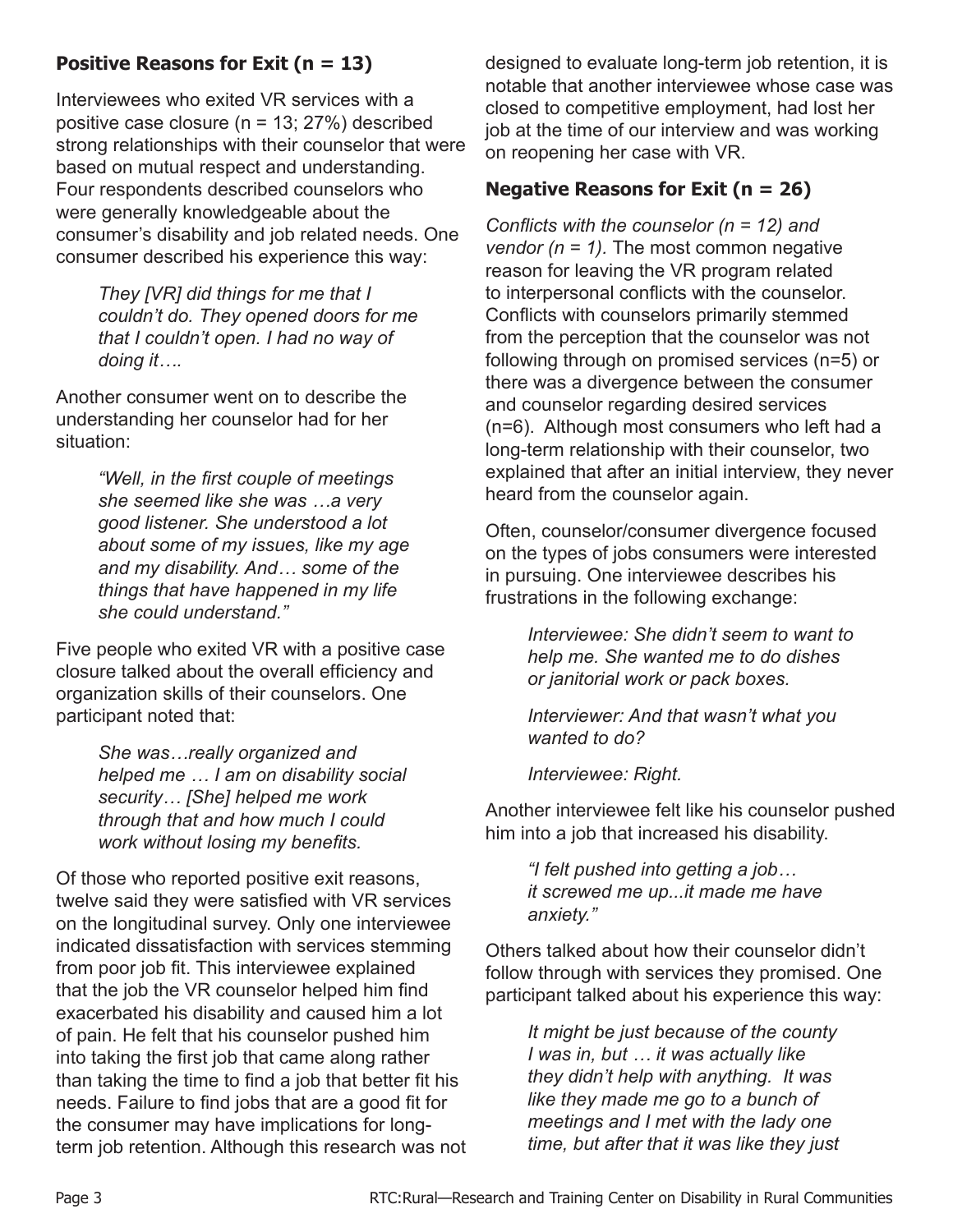### Positive Reasons for Exit (n = 13)

Interviewees who exited VR services with a positive case closure (n = 13; 27%) described strong relationships with their counselor that were based on mutual respect and understanding. Four respondents described counselors who were generally knowledgeable about the consumer's disability and job related needs. One consumer described his experience this way:

> *They [VR] did things for me that I couldn't do. They opened doors for me that I couldn't open. I had no way of doing it….*

Another consumer went on to describe the understanding her counselor had for her situation:

> *"Well, in the first couple of meetings she seemed like she was …a very good listener. She understood a lot about some of my issues, like my age and my disability. And… some of the things that have happened in my life she could understand."*

Five people who exited VR with a positive case closure talked about the overall efficiency and organization skills of their counselors. One participant noted that:

> *She was…really organized and helped me … I am on disability social security… [She] helped me work through that and how much I could work without losing my benefits.*

Of those who reported positive exit reasons, twelve said they were satisfied with VR services on the longitudinal survey. Only one interviewee indicated dissatisfaction with services stemming from poor job fit. This interviewee explained that the job the VR counselor helped him find exacerbated his disability and caused him a lot of pain. He felt that his counselor pushed him into taking the first job that came along rather than taking the time to find a job that better fit his needs. Failure to find jobs that are a good fit for the consumer may have implications for long-term job retention. Although this research was not designed to evaluate long-term job retention, it is notable that another interviewee whose case was closed to competitive employment, had lost her job at the time of our interview and was working on reopening her case with VR.

### Negative Reasons for Exit (n = 26)

*Conflicts with the counselor (n = 12) and vendor (n = 1).* The most common negative reason for leaving the VR program related to interpersonal conflicts with the counselor. Conflicts with counselors primarily stemmed from the perception that the counselor was not following through on promised services (n=5) or there was a divergence between the consumer and counselor regarding desired services (n=6). Although most consumers who left had a long-term relationship with their counselor, two explained that after an initial interview, they never heard from the counselor again.

Often, counselor/consumer divergence focused on the types of jobs consumers were interested in pursuing. One interviewee describes his frustrations in the following exchange:

> *Interviewee: She didn't seem to want to help me. She wanted me to do dishes or janitorial work or pack boxes.*
>
> *Interviewer: And that wasn't what you wanted to do?*
>
> *Interviewee: Right.*

Another interviewee felt like his counselor pushed him into a job that increased his disability.

> *"I felt pushed into getting a job… it screwed me up...it made me have anxiety."*

Others talked about how their counselor didn't follow through with services they promised. One participant talked about his experience this way:

> *It might be just because of the county I was in, but … it was actually like they didn't help with anything. It was like they made me go to a bunch of meetings and I met with the lady one time, but after that it was like they just*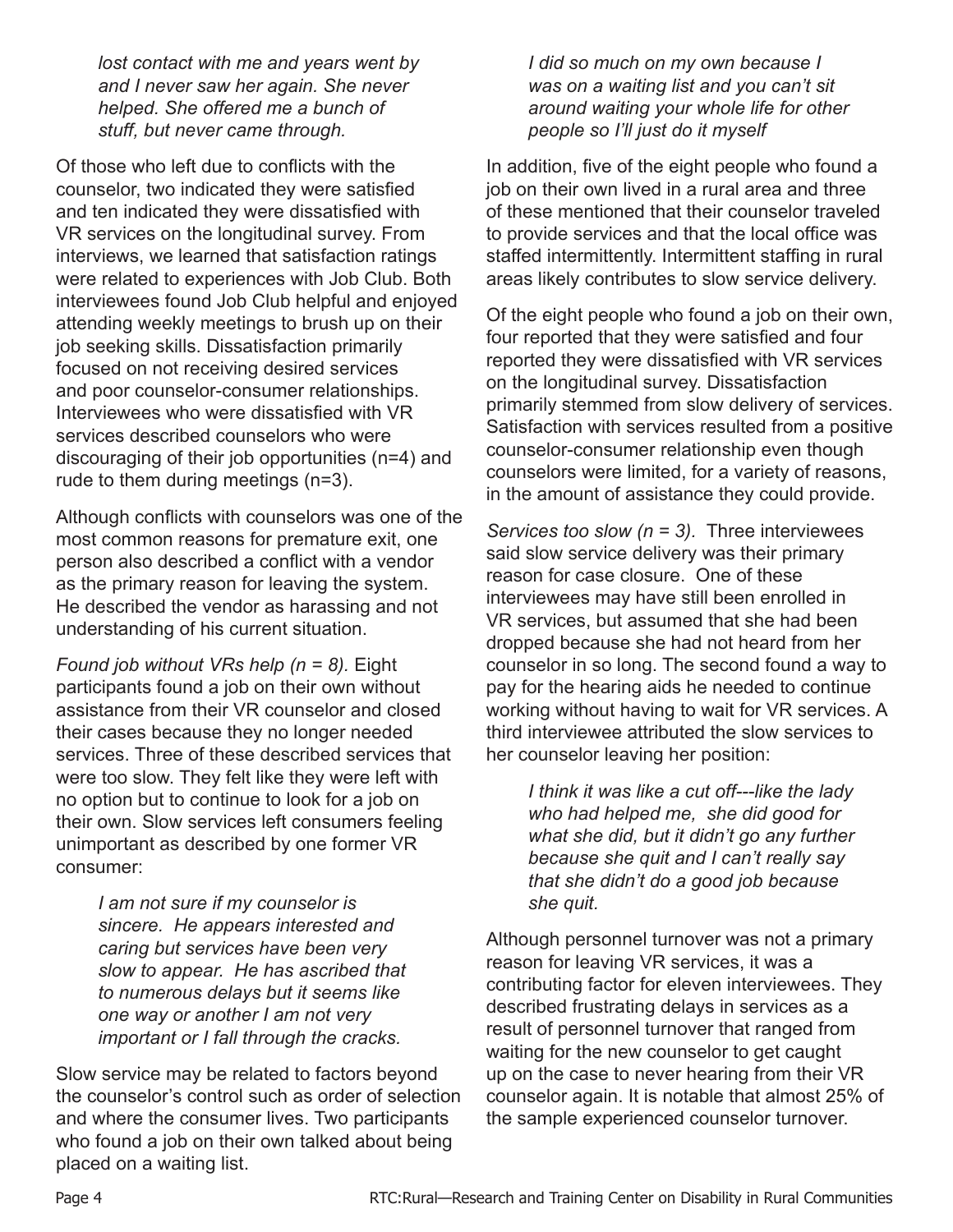> *lost contact with me and years went by and I never saw her again. She never helped. She offered me a bunch of stuff, but never came through.*

Of those who left due to conflicts with the counselor, two indicated they were satisfied and ten indicated they were dissatisfied with VR services on the longitudinal survey. From interviews, we learned that satisfaction ratings were related to experiences with Job Club. Both interviewees found Job Club helpful and enjoyed attending weekly meetings to brush up on their job seeking skills. Dissatisfaction primarily focused on not receiving desired services and poor counselor-consumer relationships. Interviewees who were dissatisfied with VR services described counselors who were discouraging of their job opportunities (n=4) and rude to them during meetings (n=3).

Although conflicts with counselors was one of the most common reasons for premature exit, one person also described a conflict with a vendor as the primary reason for leaving the system. He described the vendor as harassing and not understanding of his current situation.

*Found job without VRs help (n = 8).* Eight participants found a job on their own without assistance from their VR counselor and closed their cases because they no longer needed services. Three of these described services that were too slow. They felt like they were left with no option but to continue to look for a job on their own. Slow services left consumers feeling unimportant as described by one former VR consumer:

> *I am not sure if my counselor is sincere. He appears interested and caring but services have been very slow to appear. He has ascribed that to numerous delays but it seems like one way or another I am not very important or I fall through the cracks.*

Slow service may be related to factors beyond the counselor's control such as order of selection and where the consumer lives. Two participants who found a job on their own talked about being placed on a waiting list.

> *I did so much on my own because I was on a waiting list and you can't sit around waiting your whole life for other people so I'll just do it myself*

In addition, five of the eight people who found a job on their own lived in a rural area and three of these mentioned that their counselor traveled to provide services and that the local office was staffed intermittently. Intermittent staffing in rural areas likely contributes to slow service delivery.

Of the eight people who found a job on their own, four reported that they were satisfied and four reported they were dissatisfied with VR services on the longitudinal survey. Dissatisfaction primarily stemmed from slow delivery of services. Satisfaction with services resulted from a positive counselor-consumer relationship even though counselors were limited, for a variety of reasons, in the amount of assistance they could provide.

*Services too slow (n = 3).* Three interviewees said slow service delivery was their primary reason for case closure. One of these interviewees may have still been enrolled in VR services, but assumed that she had been dropped because she had not heard from her counselor in so long. The second found a way to pay for the hearing aids he needed to continue working without having to wait for VR services. A third interviewee attributed the slow services to her counselor leaving her position:

> *I think it was like a cut off---like the lady who had helped me, she did good for what she did, but it didn't go any further because she quit and I can't really say that she didn't do a good job because she quit.*

Although personnel turnover was not a primary reason for leaving VR services, it was a contributing factor for eleven interviewees. They described frustrating delays in services as a result of personnel turnover that ranged from waiting for the new counselor to get caught up on the case to never hearing from their VR counselor again. It is notable that almost 25% of the sample experienced counselor turnover.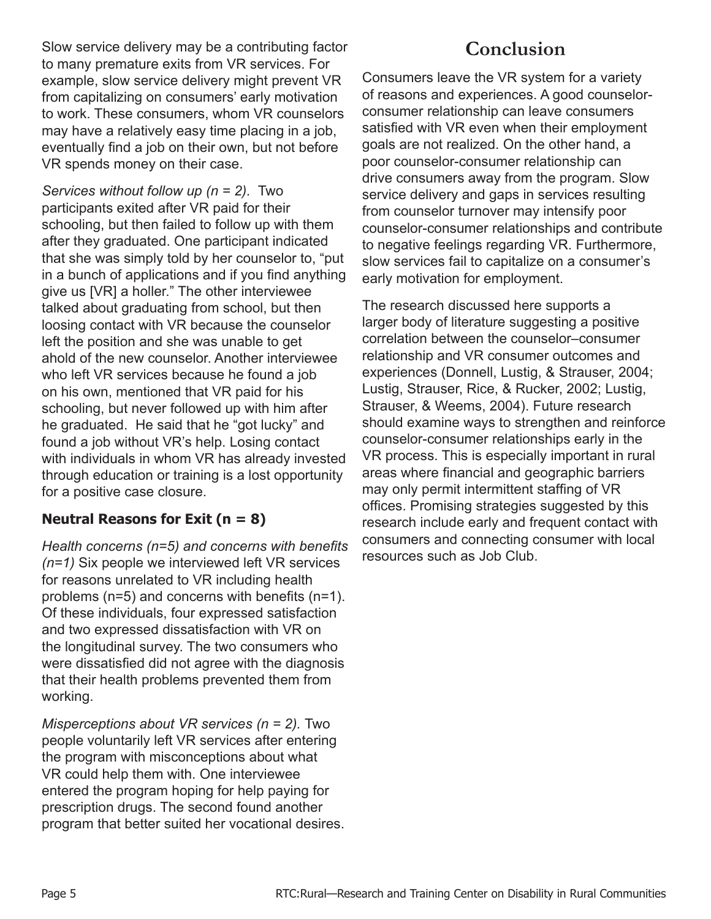Slow service delivery may be a contributing factor to many premature exits from VR services. For example, slow service delivery might prevent VR from capitalizing on consumers' early motivation to work. These consumers, whom VR counselors may have a relatively easy time placing in a job, eventually find a job on their own, but not before VR spends money on their case.

*Services without follow up (n = 2).* Two participants exited after VR paid for their schooling, but then failed to follow up with them after they graduated. One participant indicated that she was simply told by her counselor to, "put in a bunch of applications and if you find anything give us [VR] a holler." The other interviewee talked about graduating from school, but then loosing contact with VR because the counselor left the position and she was unable to get ahold of the new counselor. Another interviewee who left VR services because he found a job on his own, mentioned that VR paid for his schooling, but never followed up with him after he graduated. He said that he "got lucky" and found a job without VR's help. Losing contact with individuals in whom VR has already invested through education or training is a lost opportunity for a positive case closure.

### Neutral Reasons for Exit (n = 8)

*Health concerns (n=5) and concerns with benefits (n=1)* Six people we interviewed left VR services for reasons unrelated to VR including health problems (n=5) and concerns with benefits (n=1). Of these individuals, four expressed satisfaction and two expressed dissatisfaction with VR on the longitudinal survey. The two consumers who were dissatisfied did not agree with the diagnosis that their health problems prevented them from working.

*Misperceptions about VR services (n = 2).* Two people voluntarily left VR services after entering the program with misconceptions about what VR could help them with. One interviewee entered the program hoping for help paying for prescription drugs. The second found another program that better suited her vocational desires.

## Conclusion

Consumers leave the VR system for a variety of reasons and experiences. A good counselor-consumer relationship can leave consumers satisfied with VR even when their employment goals are not realized. On the other hand, a poor counselor-consumer relationship can drive consumers away from the program. Slow service delivery and gaps in services resulting from counselor turnover may intensify poor counselor-consumer relationships and contribute to negative feelings regarding VR. Furthermore, slow services fail to capitalize on a consumer's early motivation for employment.

The research discussed here supports a larger body of literature suggesting a positive correlation between the counselor–consumer relationship and VR consumer outcomes and experiences (Donnell, Lustig, & Strauser, 2004; Lustig, Strauser, Rice, & Rucker, 2002; Lustig, Strauser, & Weems, 2004). Future research should examine ways to strengthen and reinforce counselor-consumer relationships early in the VR process. This is especially important in rural areas where financial and geographic barriers may only permit intermittent staffing of VR offices. Promising strategies suggested by this research include early and frequent contact with consumers and connecting consumer with local resources such as Job Club.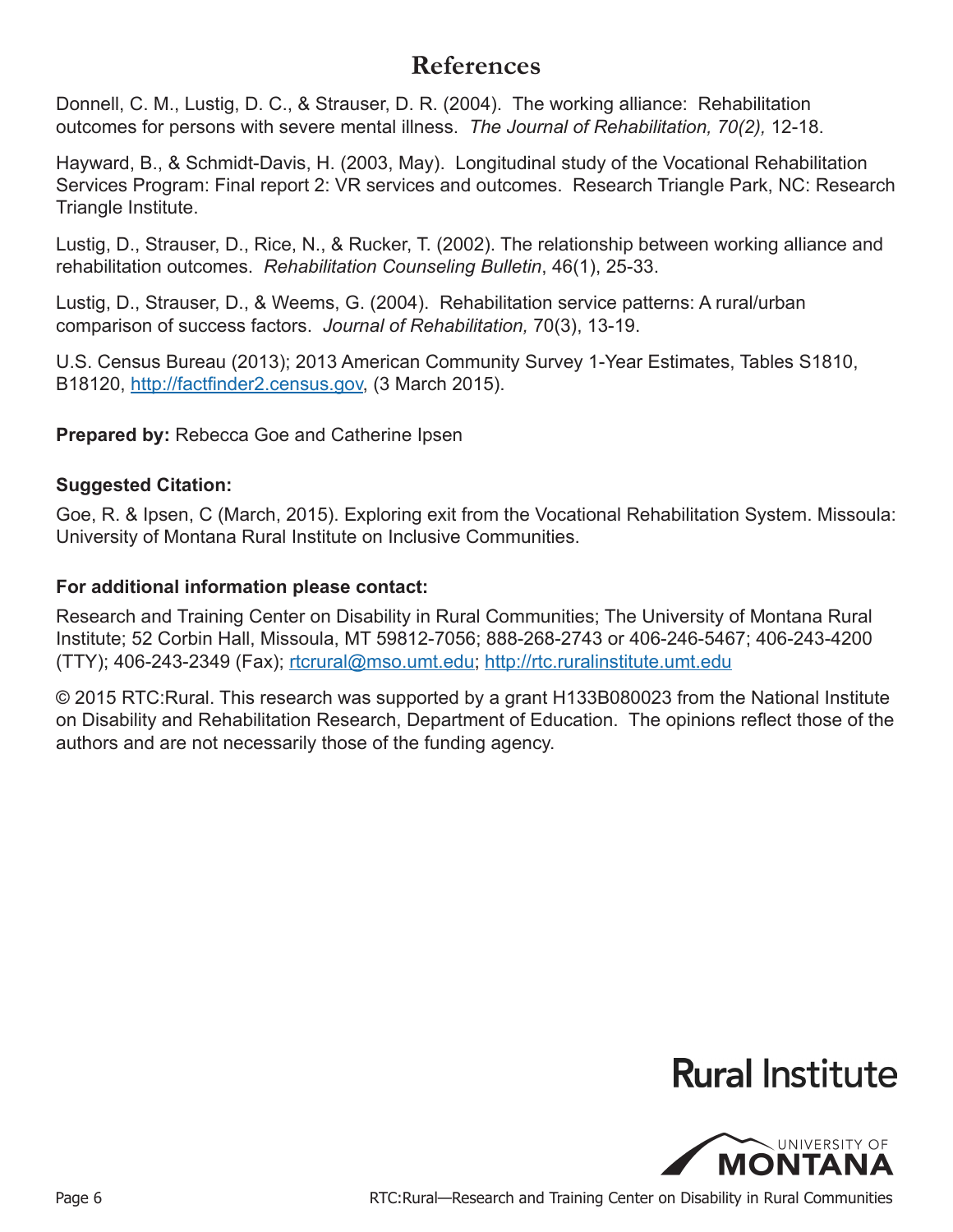## References

Donnell, C. M., Lustig, D. C., & Strauser, D. R. (2004). The working alliance: Rehabilitation outcomes for persons with severe mental illness. *The Journal of Rehabilitation, 70(2),* 12-18.

Hayward, B., & Schmidt-Davis, H. (2003, May). Longitudinal study of the Vocational Rehabilitation Services Program: Final report 2: VR services and outcomes. Research Triangle Park, NC: Research Triangle Institute.

Lustig, D., Strauser, D., Rice, N., & Rucker, T. (2002). The relationship between working alliance and rehabilitation outcomes. *Rehabilitation Counseling Bulletin*, 46(1), 25-33.

Lustig, D., Strauser, D., & Weems, G. (2004). Rehabilitation service patterns: A rural/urban comparison of success factors. *Journal of Rehabilitation,* 70(3), 13-19.

U.S. Census Bureau (2013); 2013 American Community Survey 1-Year Estimates, Tables S1810, B18120, http://factfinder2.census.gov, (3 March 2015).

**Prepared by:** Rebecca Goe and Catherine Ipsen

**Suggested Citation:**

Goe, R. & Ipsen, C (March, 2015). Exploring exit from the Vocational Rehabilitation System. Missoula: University of Montana Rural Institute on Inclusive Communities.

**For additional information please contact:**

Research and Training Center on Disability in Rural Communities; The University of Montana Rural Institute; 52 Corbin Hall, Missoula, MT 59812-7056; 888-268-2743 or 406-246-5467; 406-243-4200 (TTY); 406-243-2349 (Fax); rtcrural@mso.umt.edu; http://rtc.ruralinstitute.umt.edu

© 2015 RTC:Rural. This research was supported by a grant H133B080023 from the National Institute on Disability and Rehabilitation Research, Department of Education. The opinions reflect those of the authors and are not necessarily those of the funding agency.

Rural Institute

UNIVERSITY OF MONTANA